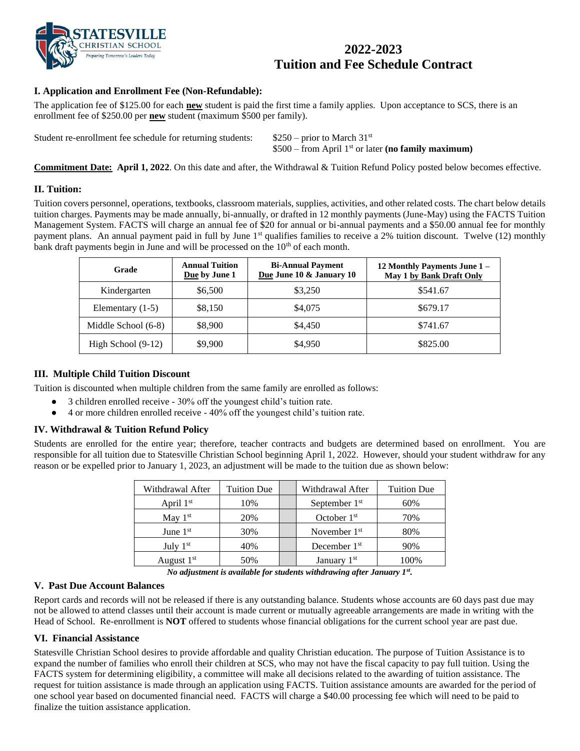# 2022-2023
# Tuition and Fee Schedule Contract

## I. Application and Enrollment Fee (Non-Refundable):

The application fee of $125.00 for each **new** student is paid the first time a family applies. Upon acceptance to SCS, there is an enrollment fee of $250.00 per **new** student (maximum $500 per family).

Student re-enrollment fee schedule for returning students:
$250 – prior to March 31st
$500 – from April 1st or later **(no family maximum)**

**Commitment Date:** **April 1, 2022**. On this date and after, the Withdrawal & Tuition Refund Policy posted below becomes effective.

## II. Tuition:

Tuition covers personnel, operations, textbooks, classroom materials, supplies, activities, and other related costs. The chart below details tuition charges. Payments may be made annually, bi-annually, or drafted in 12 monthly payments (June-May) using the FACTS Tuition Management System. FACTS will charge an annual fee of $20 for annual or bi-annual payments and a $50.00 annual fee for monthly payment plans. An annual payment paid in full by June 1st qualifies families to receive a 2% tuition discount. Twelve (12) monthly bank draft payments begin in June and will be processed on the 10th of each month.

| Grade | Annual Tuition Due by June 1 | Bi-Annual Payment Due June 10 & January 10 | 12 Monthly Payments June 1 – May 1 by Bank Draft Only |
|---|---|---|---|
| Kindergarten | $6,500 | $3,250 | $541.67 |
| Elementary (1-5) | $8,150 | $4,075 | $679.17 |
| Middle School (6-8) | $8,900 | $4,450 | $741.67 |
| High School (9-12) | $9,900 | $4,950 | $825.00 |

## III. Multiple Child Tuition Discount

Tuition is discounted when multiple children from the same family are enrolled as follows:

- 3 children enrolled receive - 30% off the youngest child's tuition rate.
- 4 or more children enrolled receive - 40% off the youngest child's tuition rate.

## IV. Withdrawal & Tuition Refund Policy

Students are enrolled for the entire year; therefore, teacher contracts and budgets are determined based on enrollment. You are responsible for all tuition due to Statesville Christian School beginning April 1, 2022. However, should your student withdraw for any reason or be expelled prior to January 1, 2023, an adjustment will be made to the tuition due as shown below:

| Withdrawal After | Tuition Due | | Withdrawal After | Tuition Due |
|---|---|---|---|---|
| April 1st | 10% | | September 1st | 60% |
| May 1st | 20% | | October 1st | 70% |
| June 1st | 30% | | November 1st | 80% |
| July 1st | 40% | | December 1st | 90% |
| August 1st | 50% | | January 1st | 100% |

***No adjustment is available for students withdrawing after January 1st.***

## V. Past Due Account Balances

Report cards and records will not be released if there is any outstanding balance. Students whose accounts are 60 days past due may not be allowed to attend classes until their account is made current or mutually agreeable arrangements are made in writing with the Head of School. Re-enrollment is **NOT** offered to students whose financial obligations for the current school year are past due.

## VI. Financial Assistance

Statesville Christian School desires to provide affordable and quality Christian education. The purpose of Tuition Assistance is to expand the number of families who enroll their children at SCS, who may not have the fiscal capacity to pay full tuition. Using the FACTS system for determining eligibility, a committee will make all decisions related to the awarding of tuition assistance. The request for tuition assistance is made through an application using FACTS. Tuition assistance amounts are awarded for the period of one school year based on documented financial need. FACTS will charge a $40.00 processing fee which will need to be paid to finalize the tuition assistance application.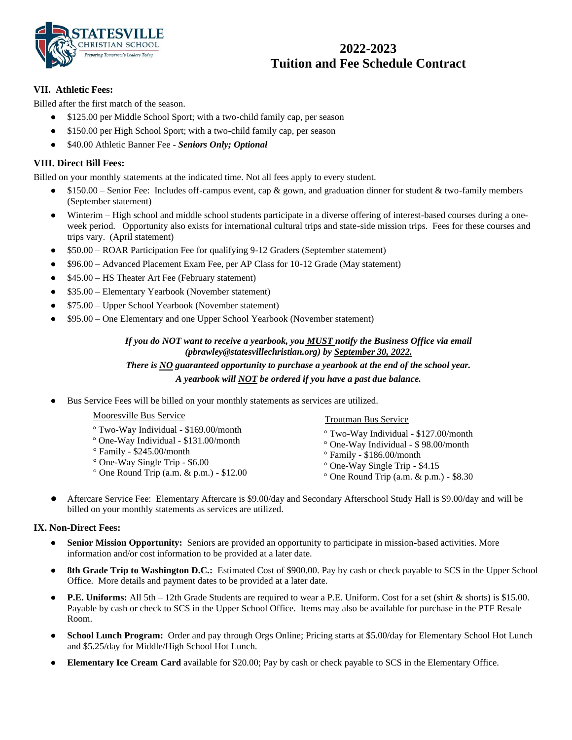# 2022-2023
# Tuition and Fee Schedule Contract

**VII. Athletic Fees:**

Billed after the first match of the season.

- $125.00 per Middle School Sport; with a two-child family cap, per season
- $150.00 per High School Sport; with a two-child family cap, per season
- $40.00 Athletic Banner Fee - ***Seniors Only; Optional***

**VIII. Direct Bill Fees:**

Billed on your monthly statements at the indicated time. Not all fees apply to every student.

- $150.00 – Senior Fee: Includes off-campus event, cap & gown, and graduation dinner for student & two-family members (September statement)
- Winterim – High school and middle school students participate in a diverse offering of interest-based courses during a one-week period. Opportunity also exists for international cultural trips and state-side mission trips. Fees for these courses and trips vary. (April statement)
- $50.00 – ROAR Participation Fee for qualifying 9-12 Graders (September statement)
- $96.00 – Advanced Placement Exam Fee, per AP Class for 10-12 Grade (May statement)
- $45.00 – HS Theater Art Fee (February statement)
- $35.00 – Elementary Yearbook (November statement)
- $75.00 – Upper School Yearbook (November statement)
- $95.00 – One Elementary and one Upper School Yearbook (November statement)

***If you do NOT want to receive a yearbook, you MUST notify the Business Office via email (pbrawley@statesvillechristian.org) by September 30, 2022.***

***There is NO guaranteed opportunity to purchase a yearbook at the end of the school year.***

***A yearbook will NOT be ordered if you have a past due balance.***

- Bus Service Fees will be billed on your monthly statements as services are utilized.

Mooresville Bus Service
- Two-Way Individual - $169.00/month
- One-Way Individual - $131.00/month
- Family - $245.00/month
- One-Way Single Trip - $6.00
- One Round Trip (a.m. & p.m.) - $12.00

Troutman Bus Service
- Two-Way Individual - $127.00/month
- One-Way Individual - $ 98.00/month
- Family - $186.00/month
- One-Way Single Trip - $4.15
- One Round Trip (a.m. & p.m.) - $8.30

- Aftercare Service Fee: Elementary Aftercare is $9.00/day and Secondary Afterschool Study Hall is $9.00/day and will be billed on your monthly statements as services are utilized.

**IX. Non-Direct Fees:**

- **Senior Mission Opportunity:** Seniors are provided an opportunity to participate in mission-based activities. More information and/or cost information to be provided at a later date.
- **8th Grade Trip to Washington D.C.:** Estimated Cost of $900.00. Pay by cash or check payable to SCS in the Upper School Office. More details and payment dates to be provided at a later date.
- **P.E. Uniforms:** All 5th – 12th Grade Students are required to wear a P.E. Uniform. Cost for a set (shirt & shorts) is $15.00. Payable by cash or check to SCS in the Upper School Office. Items may also be available for purchase in the PTF Resale Room.
- **School Lunch Program:** Order and pay through Orgs Online; Pricing starts at $5.00/day for Elementary School Hot Lunch and $5.25/day for Middle/High School Hot Lunch.
- **Elementary Ice Cream Card** available for $20.00; Pay by cash or check payable to SCS in the Elementary Office.